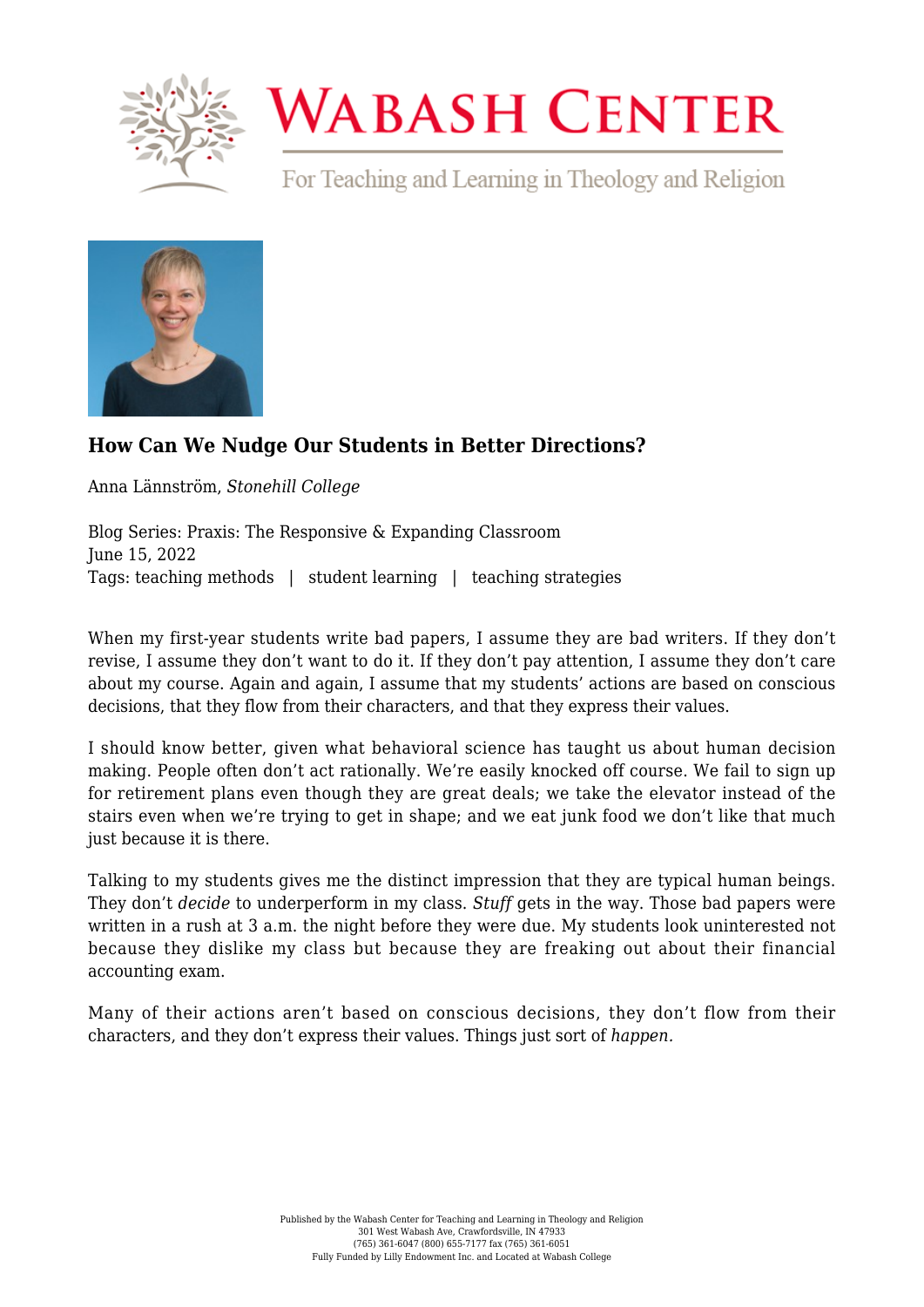# How Can We Nudge Our Students in Better Directions?

Anna Lännström, *Stonehill College*

Blog Series: Praxis: The Responsive & Expanding Classroom
June 15, 2022
Tags: teaching methods | student learning | teaching strategies

When my first-year students write bad papers, I assume they are bad writers. If they don't revise, I assume they don't want to do it. If they don't pay attention, I assume they don't care about my course. Again and again, I assume that my students' actions are based on conscious decisions, that they flow from their characters, and that they express their values.

I should know better, given what behavioral science has taught us about human decision making. People often don't act rationally. We're easily knocked off course. We fail to sign up for retirement plans even though they are great deals; we take the elevator instead of the stairs even when we're trying to get in shape; and we eat junk food we don't like that much just because it is there.

Talking to my students gives me the distinct impression that they are typical human beings. They don't *decide* to underperform in my class. *Stuff* gets in the way. Those bad papers were written in a rush at 3 a.m. the night before they were due. My students look uninterested not because they dislike my class but because they are freaking out about their financial accounting exam.

Many of their actions aren't based on conscious decisions, they don't flow from their characters, and they don't express their values. Things just sort of *happen*.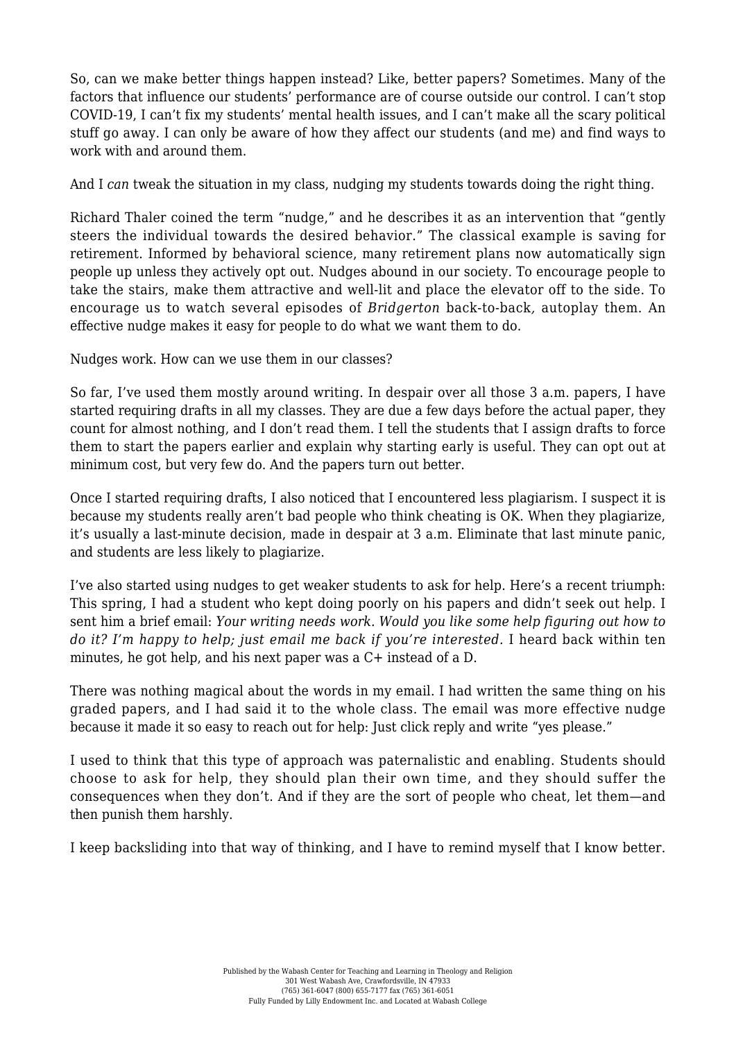So, can we make better things happen instead? Like, better papers? Sometimes. Many of the factors that influence our students' performance are of course outside our control. I can't stop COVID-19, I can't fix my students' mental health issues, and I can't make all the scary political stuff go away. I can only be aware of how they affect our students (and me) and find ways to work with and around them.

And I *can* tweak the situation in my class, nudging my students towards doing the right thing.

Richard Thaler coined the term "nudge," and he describes it as an intervention that "gently steers the individual towards the desired behavior." The classical example is saving for retirement. Informed by behavioral science, many retirement plans now automatically sign people up unless they actively opt out. Nudges abound in our society. To encourage people to take the stairs, make them attractive and well-lit and place the elevator off to the side. To encourage us to watch several episodes of *Bridgerton* back-to-back*,* autoplay them. An effective nudge makes it easy for people to do what we want them to do.

Nudges work. How can we use them in our classes?

So far, I've used them mostly around writing. In despair over all those 3 a.m. papers, I have started requiring drafts in all my classes. They are due a few days before the actual paper, they count for almost nothing, and I don't read them. I tell the students that I assign drafts to force them to start the papers earlier and explain why starting early is useful. They can opt out at minimum cost, but very few do. And the papers turn out better.

Once I started requiring drafts, I also noticed that I encountered less plagiarism. I suspect it is because my students really aren't bad people who think cheating is OK. When they plagiarize, it's usually a last-minute decision, made in despair at 3 a.m. Eliminate that last minute panic, and students are less likely to plagiarize.

I've also started using nudges to get weaker students to ask for help. Here's a recent triumph: This spring, I had a student who kept doing poorly on his papers and didn't seek out help. I sent him a brief email: *Your writing needs work. Would you like some help figuring out how to do it? I'm happy to help; just email me back if you're interested.* I heard back within ten minutes, he got help, and his next paper was a C+ instead of a D.

There was nothing magical about the words in my email. I had written the same thing on his graded papers, and I had said it to the whole class. The email was more effective nudge because it made it so easy to reach out for help: Just click reply and write "yes please."

I used to think that this type of approach was paternalistic and enabling. Students should choose to ask for help, they should plan their own time, and they should suffer the consequences when they don't. And if they are the sort of people who cheat, let them—and then punish them harshly.

I keep backsliding into that way of thinking, and I have to remind myself that I know better.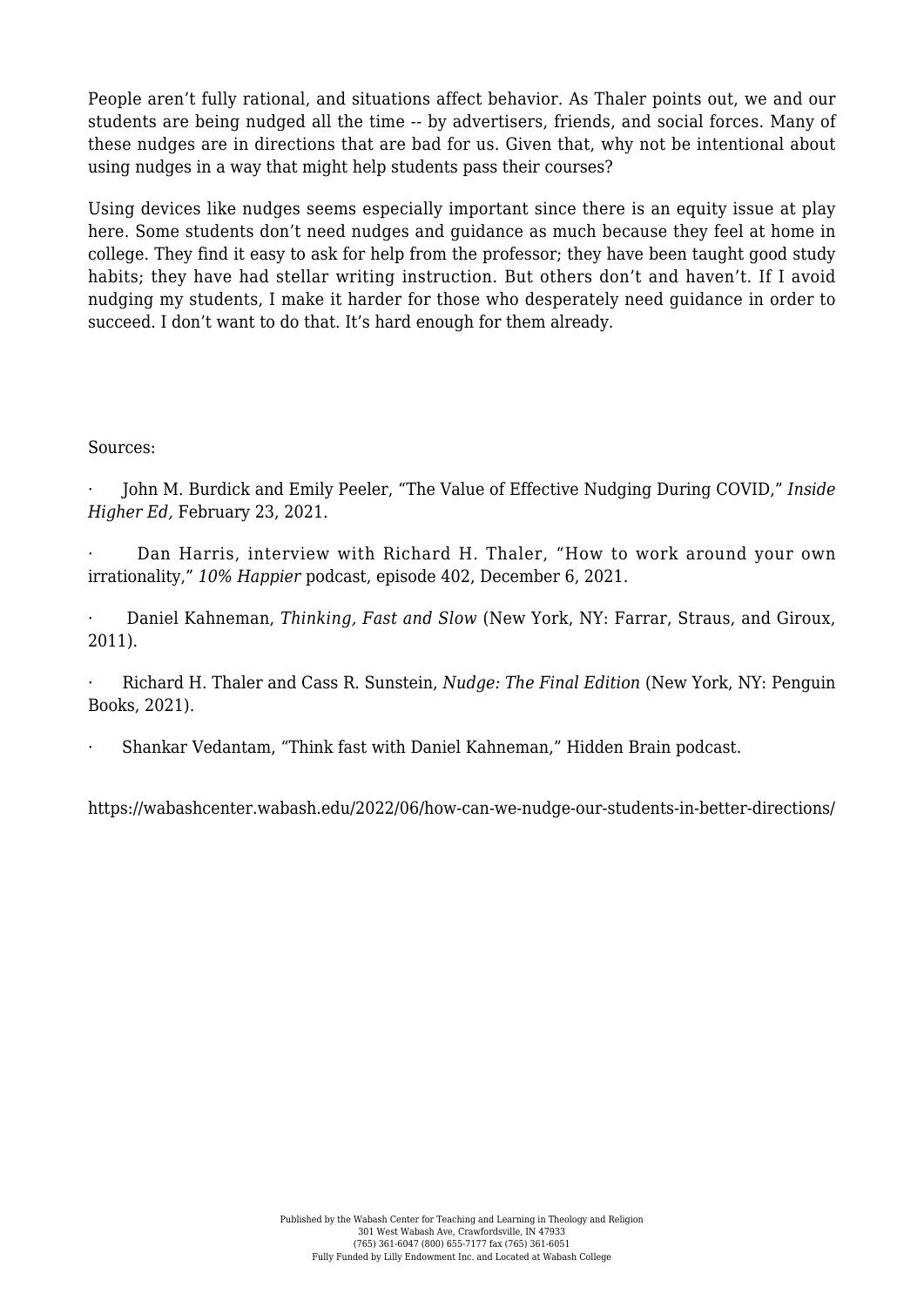People aren't fully rational, and situations affect behavior. As Thaler points out, we and our students are being nudged all the time -- by advertisers, friends, and social forces. Many of these nudges are in directions that are bad for us. Given that, why not be intentional about using nudges in a way that might help students pass their courses?

Using devices like nudges seems especially important since there is an equity issue at play here. Some students don't need nudges and guidance as much because they feel at home in college. They find it easy to ask for help from the professor; they have been taught good study habits; they have had stellar writing instruction. But others don't and haven't. If I avoid nudging my students, I make it harder for those who desperately need guidance in order to succeed. I don't want to do that. It's hard enough for them already.

Sources:

- John M. Burdick and Emily Peeler, "The Value of Effective Nudging During COVID," *Inside Higher Ed,* February 23, 2021.
- Dan Harris, interview with Richard H. Thaler, "How to work around your own irrationality," *10% Happier* podcast, episode 402, December 6, 2021.
- Daniel Kahneman, *Thinking, Fast and Slow* (New York, NY: Farrar, Straus, and Giroux, 2011).
- Richard H. Thaler and Cass R. Sunstein, *Nudge: The Final Edition* (New York, NY: Penguin Books, 2021).
- Shankar Vedantam, "Think fast with Daniel Kahneman," Hidden Brain podcast.

https://wabashcenter.wabash.edu/2022/06/how-can-we-nudge-our-students-in-better-directions/